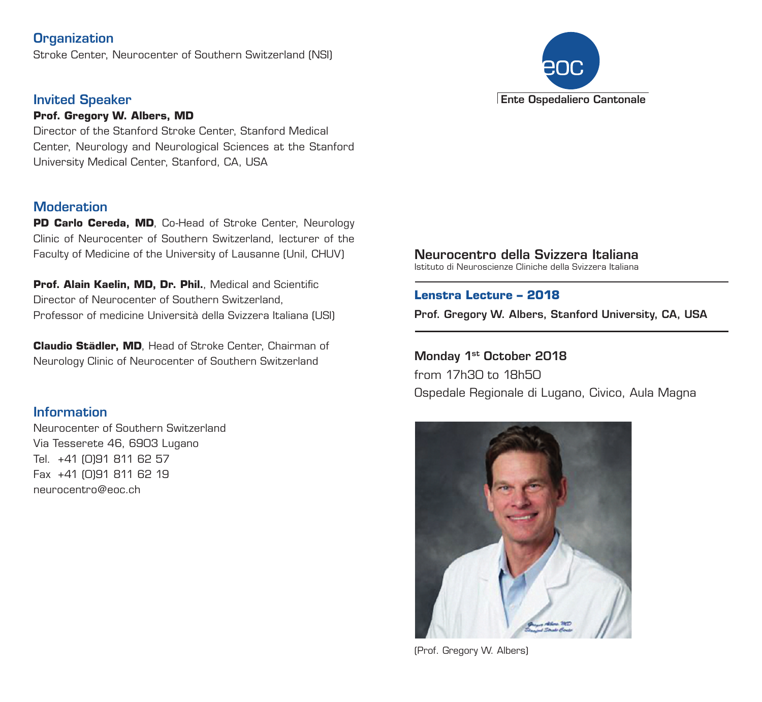## Organization

Stroke Center, Neurocenter of Southern Switzerland (NSI)

## Invited Speaker

**Prof. Gregory W. Albers, MD**
Director of the Stanford Stroke Center, Stanford Medical Center, Neurology and Neurological Sciences at the Stanford University Medical Center, Stanford, CA, USA

## Moderation

**PD Carlo Cereda, MD**, Co-Head of Stroke Center, Neurology Clinic of Neurocenter of Southern Switzerland, lecturer of the Faculty of Medicine of the University of Lausanne (Unil, CHUV)

**Prof. Alain Kaelin, MD, Dr. Phil.**, Medical and Scientific Director of Neurocenter of Southern Switzerland, Professor of medicine Università della Svizzera Italiana (USI)

**Claudio Städler, MD**, Head of Stroke Center, Chairman of Neurology Clinic of Neurocenter of Southern Switzerland

## Information

Neurocenter of Southern Switzerland
Via Tesserete 46, 6903 Lugano
Tel. +41 (0)91 811 62 57
Fax +41 (0)91 811 62 19
neurocentro@eoc.ch

eoc
Ente Ospedaliero Cantonale

# Neurocentro della Svizzera Italiana

Istituto di Neuroscienze Cliniche della Svizzera Italiana

---

## Lenstra Lecture – 2018

**Prof. Gregory W. Albers, Stanford University, CA, USA**

---

**Monday 1st October 2018**
from 17h30 to 18h50
Ospedale Regionale di Lugano, Civico, Aula Magna

(Prof. Gregory W. Albers)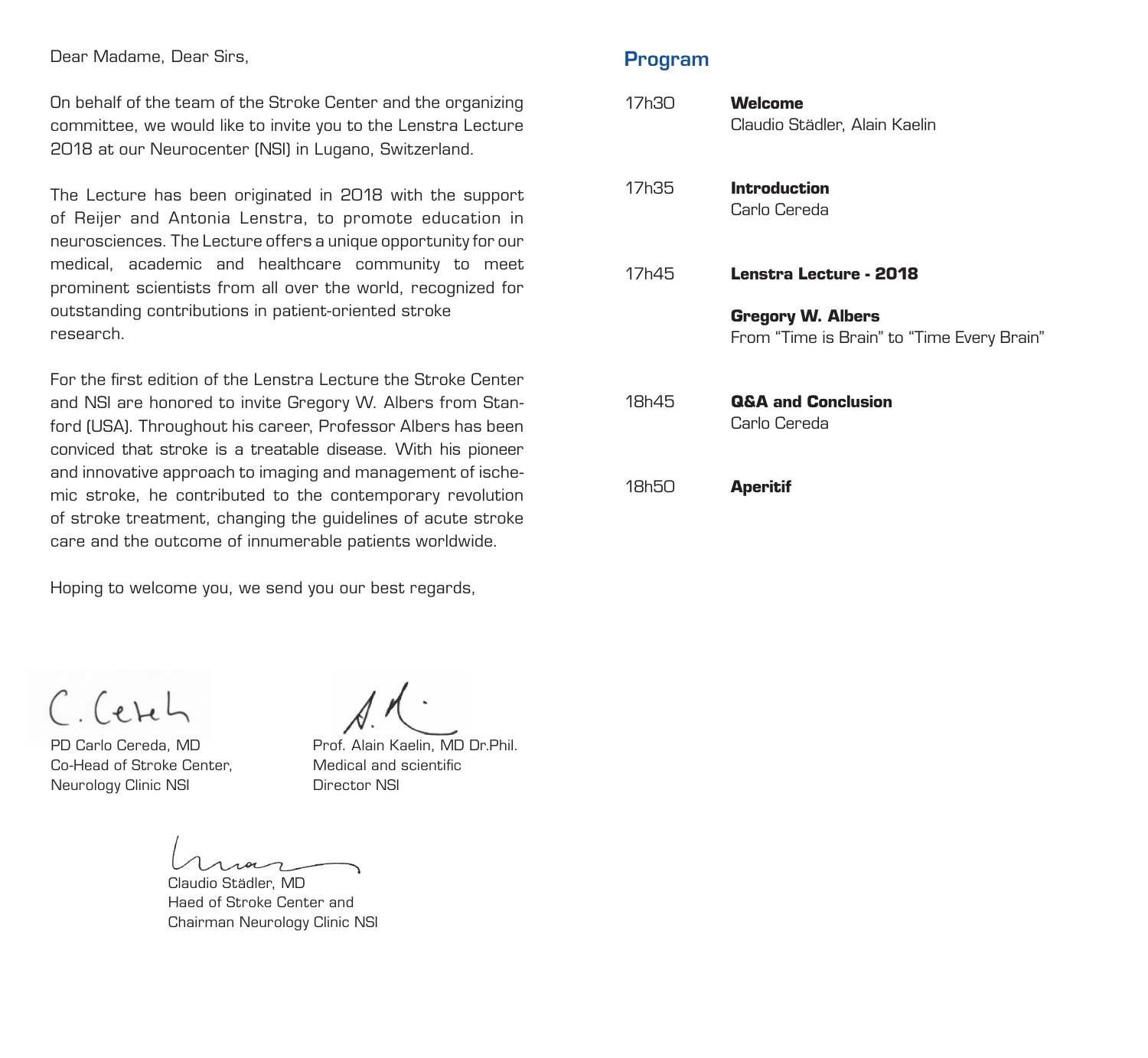Dear Madame, Dear Sirs,

On behalf of the team of the Stroke Center and the organizing committee, we would like to invite you to the Lenstra Lecture 2018 at our Neurocenter (NSI) in Lugano, Switzerland.

The Lecture has been originated in 2018 with the support of Reijer and Antonia Lenstra, to promote education in neurosciences. The Lecture offers a unique opportunity for our medical, academic and healthcare community to meet prominent scientists from all over the world, recognized for outstanding contributions in patient-oriented stroke research.

For the first edition of the Lenstra Lecture the Stroke Center and NSI are honored to invite Gregory W. Albers from Stanford (USA). Throughout his career, Professor Albers has been conviced that stroke is a treatable disease. With his pioneer and innovative approach to imaging and management of ischemic stroke, he contributed to the contemporary revolution of stroke treatment, changing the guidelines of acute stroke care and the outcome of innumerable patients worldwide.

Hoping to welcome you, we send you our best regards,

PD Carlo Cereda, MD
Co-Head of Stroke Center,
Neurology Clinic NSI

Prof. Alain Kaelin, MD Dr.Phil.
Medical and scientific
Director NSI

Claudio Städler, MD
Haed of Stroke Center and
Chairman Neurology Clinic NSI

## Program

17h30 **Welcome**
Claudio Städler, Alain Kaelin

17h35 **Introduction**
Carlo Cereda

17h45 **Lenstra Lecture - 2018**

**Gregory W. Albers**
From “Time is Brain” to “Time Every Brain”

18h45 **Q&A and Conclusion**
Carlo Cereda

18h50 **Aperitif**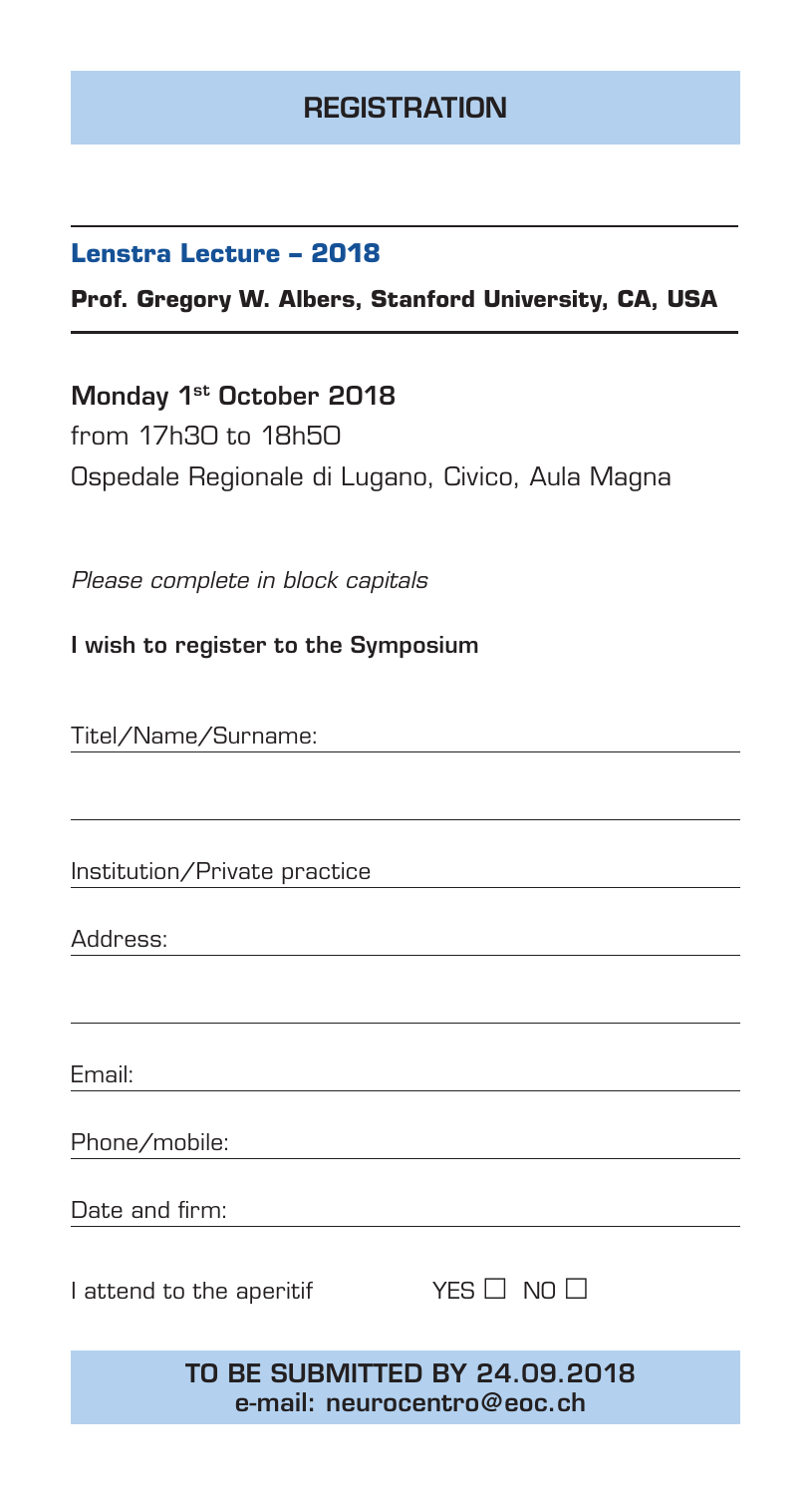## REGISTRATION

**Lenstra Lecture – 2018**

**Prof. Gregory W. Albers, Stanford University, CA, USA**

**Monday 1st October 2018**
from 17h30 to 18h50
Ospedale Regionale di Lugano, Civico, Aula Magna

*Please complete in block capitals*

**I wish to register to the Symposium**

Titel/Name/Surname: \_\_\_\_\_\_\_\_\_\_\_\_\_\_\_\_\_\_\_\_\_\_\_\_\_\_\_\_\_\_

\_\_\_\_\_\_\_\_\_\_\_\_\_\_\_\_\_\_\_\_\_\_\_\_\_\_\_\_\_\_\_\_\_\_\_\_\_\_\_\_\_\_\_\_\_\_\_\_

Institution/Private practice \_\_\_\_\_\_\_\_\_\_\_\_\_\_\_\_\_\_\_\_\_\_\_\_\_\_

Address: \_\_\_\_\_\_\_\_\_\_\_\_\_\_\_\_\_\_\_\_\_\_\_\_\_\_\_\_\_\_\_\_\_\_\_\_\_\_\_\_

\_\_\_\_\_\_\_\_\_\_\_\_\_\_\_\_\_\_\_\_\_\_\_\_\_\_\_\_\_\_\_\_\_\_\_\_\_\_\_\_\_\_\_\_\_\_\_\_

Email: \_\_\_\_\_\_\_\_\_\_\_\_\_\_\_\_\_\_\_\_\_\_\_\_\_\_\_\_\_\_\_\_\_\_\_\_\_\_\_\_\_\_

Phone/mobile: \_\_\_\_\_\_\_\_\_\_\_\_\_\_\_\_\_\_\_\_\_\_\_\_\_\_\_\_\_\_\_\_\_\_\_

Date and firm: \_\_\_\_\_\_\_\_\_\_\_\_\_\_\_\_\_\_\_\_\_\_\_\_\_\_\_\_\_\_\_\_\_\_

I attend to the aperitif YES ☐ NO ☐

**TO BE SUBMITTED BY 24.09.2018**
**e-mail: neurocentro@eoc.ch**